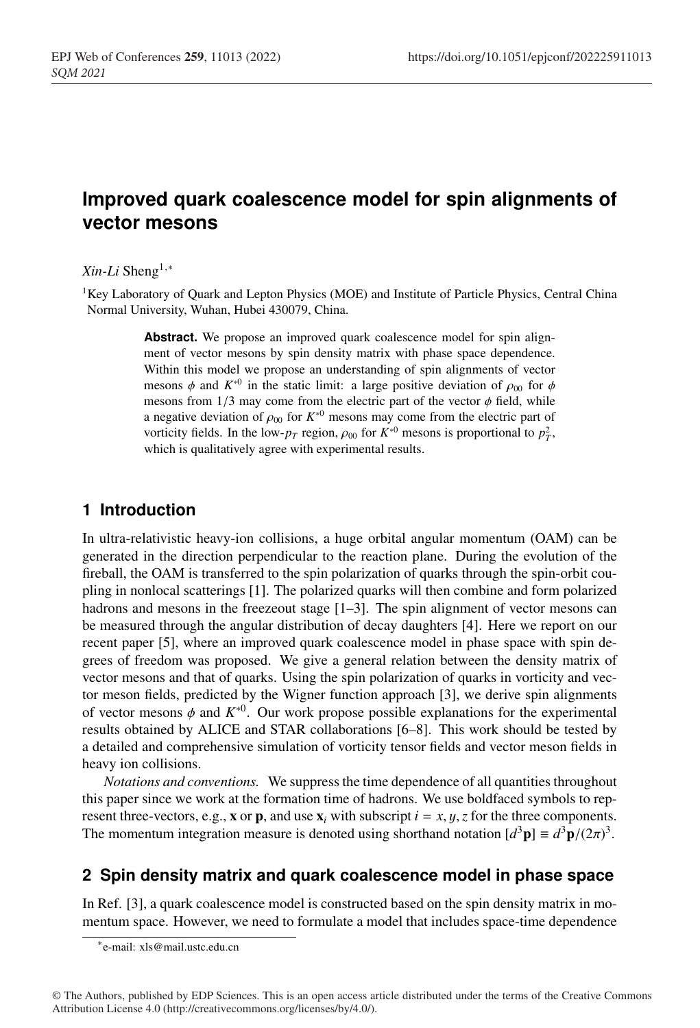# Improved quark coalescence model for spin alignments of vector mesons

*Xin-Li* Sheng[1,*]

[1]Key Laboratory of Quark and Lepton Physics (MOE) and Institute of Particle Physics, Central China Normal University, Wuhan, Hubei 430079, China.

**Abstract.** We propose an improved quark coalescence model for spin alignment of vector mesons by spin density matrix with phase space dependence. Within this model we propose an understanding of spin alignments of vector mesons $\phi$ and $K^{*0}$ in the static limit: a large positive deviation of $\rho_{00}$ for $\phi$ mesons from $1/3$ may come from the electric part of the vector $\phi$ field, while a negative deviation of $\rho_{00}$ for $K^{*0}$ mesons may come from the electric part of vorticity fields. In the low-$p_T$ region, $\rho_{00}$ for $K^{*0}$ mesons is proportional to $p_T^2$, which is qualitatively agree with experimental results.

## 1 Introduction

In ultra-relativistic heavy-ion collisions, a huge orbital angular momentum (OAM) can be generated in the direction perpendicular to the reaction plane. During the evolution of the fireball, the OAM is transferred to the spin polarization of quarks through the spin-orbit coupling in nonlocal scatterings [1]. The polarized quarks will then combine and form polarized hadrons and mesons in the freezeout stage [1–3]. The spin alignment of vector mesons can be measured through the angular distribution of decay daughters [4]. Here we report on our recent paper [5], where an improved quark coalescence model in phase space with spin degrees of freedom was proposed. We give a general relation between the density matrix of vector mesons and that of quarks. Using the spin polarization of quarks in vorticity and vector meson fields, predicted by the Wigner function approach [3], we derive spin alignments of vector mesons $\phi$ and $K^{*0}$. Our work propose possible explanations for the experimental results obtained by ALICE and STAR collaborations [6–8]. This work should be tested by a detailed and comprehensive simulation of vorticity tensor fields and vector meson fields in heavy ion collisions.

*Notations and conventions.* We suppress the time dependence of all quantities throughout this paper since we work at the formation time of hadrons. We use boldfaced symbols to represent three-vectors, e.g., $\mathbf{x}$ or $\mathbf{p}$, and use $\mathbf{x}_i$ with subscript $i = x, y, z$ for the three components. The momentum integration measure is denoted using shorthand notation $[d^3\mathbf{p}] \equiv d^3\mathbf{p}/(2\pi)^3$.

## 2 Spin density matrix and quark coalescence model in phase space

In Ref. [3], a quark coalescence model is constructed based on the spin density matrix in momentum space. However, we need to formulate a model that includes space-time dependence

*e-mail: xls@mail.ustc.edu.cn

© The Authors, published by EDP Sciences. This is an open access article distributed under the terms of the Creative Commons Attribution License 4.0 (http://creativecommons.org/licenses/by/4.0/).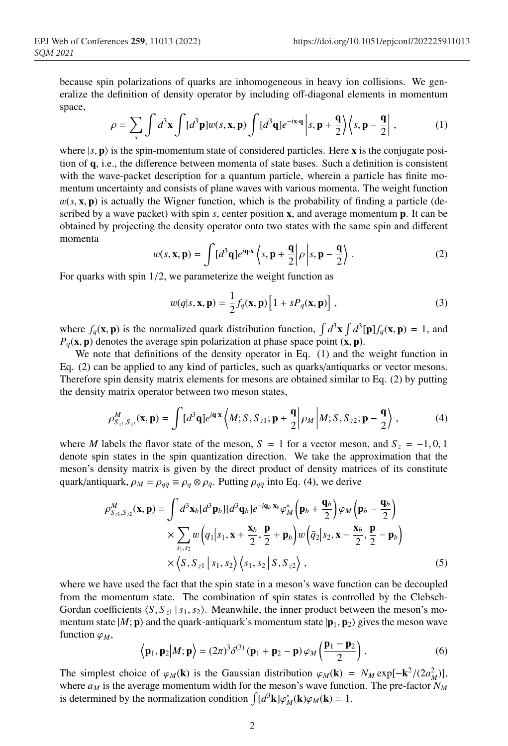because spin polarizations of quarks are inhomogeneous in heavy ion collisions. We generalize the definition of density operator by including off-diagonal elements in momentum space,

$$\rho = \sum_s \int d^3\mathbf{x} \int [d^3\mathbf{p}] w(s,\mathbf{x},\mathbf{p}) \int [d^3\mathbf{q}] e^{-i\mathbf{x}\cdot\mathbf{q}} \left| s, \mathbf{p} + \frac{\mathbf{q}}{2} \right\rangle \left\langle s, \mathbf{p} - \frac{\mathbf{q}}{2} \right| , \tag{1}$$

where $|s, \mathbf{p}\rangle$ is the spin-momentum state of considered particles. Here $\mathbf{x}$ is the conjugate position of $\mathbf{q}$, i.e., the difference between momenta of state bases. Such a definition is consistent with the wave-packet description for a quantum particle, wherein a particle has finite momentum uncertainty and consists of plane waves with various momenta. The weight function $w(s, \mathbf{x}, \mathbf{p})$ is actually the Wigner function, which is the probability of finding a particle (described by a wave packet) with spin $s$, center position $\mathbf{x}$, and average momentum $\mathbf{p}$. It can be obtained by projecting the density operator onto two states with the same spin and different momenta

$$w(s,\mathbf{x},\mathbf{p}) = \int [d^3\mathbf{q}] e^{i\mathbf{q}\cdot\mathbf{x}} \left\langle s, \mathbf{p} + \frac{\mathbf{q}}{2} \right| \rho \left| s, \mathbf{p} - \frac{\mathbf{q}}{2} \right\rangle . \tag{2}$$

For quarks with spin $1/2$, we parameterize the weight function as

$$w(q|s,\mathbf{x},\mathbf{p}) = \frac{1}{2} f_q(\mathbf{x},\mathbf{p}) \left[ 1 + s P_q(\mathbf{x},\mathbf{p}) \right] , \tag{3}$$

where $f_q(\mathbf{x}, \mathbf{p})$ is the normalized quark distribution function, $\int d^3\mathbf{x} \int d^3[\mathbf{p}] f_q(\mathbf{x}, \mathbf{p}) = 1$, and $P_q(\mathbf{x}, \mathbf{p})$ denotes the average spin polarization at phase space point $(\mathbf{x}, \mathbf{p})$.

We note that definitions of the density operator in Eq. (1) and the weight function in Eq. (2) can be applied to any kind of particles, such as quarks/antiquarks or vector mesons. Therefore spin density matrix elements for mesons are obtained similar to Eq. (2) by putting the density matrix operator between two meson states,

$$\rho^M_{S_{z1},S_{z2}}(\mathbf{x},\mathbf{p}) = \int [d^3\mathbf{q}] e^{i\mathbf{q}\cdot\mathbf{x}} \left\langle M; S, S_{z1}; \mathbf{p} + \frac{\mathbf{q}}{2} \right| \rho_M \left| M; S, S_{z2}; \mathbf{p} - \frac{\mathbf{q}}{2} \right\rangle , \tag{4}$$

where $M$ labels the flavor state of the meson, $S = 1$ for a vector meson, and $S_z = -1, 0, 1$ denote spin states in the spin quantization direction. We take the approximation that the meson's density matrix is given by the direct product of density matrices of its constitute quark/antiquark, $\rho_M = \rho_{q\bar{q}} \equiv \rho_q \otimes \rho_{\bar{q}}$. Putting $\rho_{q\bar{q}}$ into Eq. (4), we derive

$$\begin{aligned}
\rho^M_{S_{z1},S_{z2}}(\mathbf{x},\mathbf{p}) = & \int d^3\mathbf{x}_b [d^3\mathbf{p}_b][d^3\mathbf{q}_b] e^{-i\mathbf{q}_b\cdot\mathbf{x}_b} \varphi^*_M\left(\mathbf{p}_b + \frac{\mathbf{q}_b}{2}\right) \varphi_M\left(\mathbf{p}_b - \frac{\mathbf{q}_b}{2}\right) \\
& \times \sum_{s_1,s_2} w\left(q_1 \middle| s_1, \mathbf{x} + \frac{\mathbf{x}_b}{2}, \frac{\mathbf{p}}{2} + \mathbf{p}_b\right) w\left(\bar{q}_2 \middle| s_2, \mathbf{x} - \frac{\mathbf{x}_b}{2}, \frac{\mathbf{p}}{2} - \mathbf{p}_b\right) \\
& \times \left\langle S, S_{z1} \,\middle|\, s_1, s_2 \right\rangle \left\langle s_1, s_2 \,\middle|\, S, S_{z2} \right\rangle ,
\end{aligned} \tag{5}$$

where we have used the fact that the spin state in a meson's wave function can be decoupled from the momentum state. The combination of spin states is controlled by the Clebsch-Gordan coefficients $\langle S, S_{z1} \,|\, s_1, s_2\rangle$. Meanwhile, the inner product between the meson's momentum state $|M; \mathbf{p}\rangle$ and the quark-antiquark's momentum state $|\mathbf{p}_1, \mathbf{p}_2\rangle$ gives the meson wave function $\varphi_M$,

$$\left\langle \mathbf{p}_1, \mathbf{p}_2 \middle| M; \mathbf{p} \right\rangle = (2\pi)^3 \delta^{(3)}(\mathbf{p}_1 + \mathbf{p}_2 - \mathbf{p}) \varphi_M\left(\frac{\mathbf{p}_1 - \mathbf{p}_2}{2}\right) . \tag{6}$$

The simplest choice of $\varphi_M(\mathbf{k})$ is the Gaussian distribution $\varphi_M(\mathbf{k}) = N_M \exp[-\mathbf{k}^2/(2a_M^2)]$, where $a_M$ is the average momentum width for the meson's wave function. The pre-factor $N_M$ is determined by the normalization condition $\int [d^3\mathbf{k}] \varphi^*_M(\mathbf{k}) \varphi_M(\mathbf{k}) = 1$.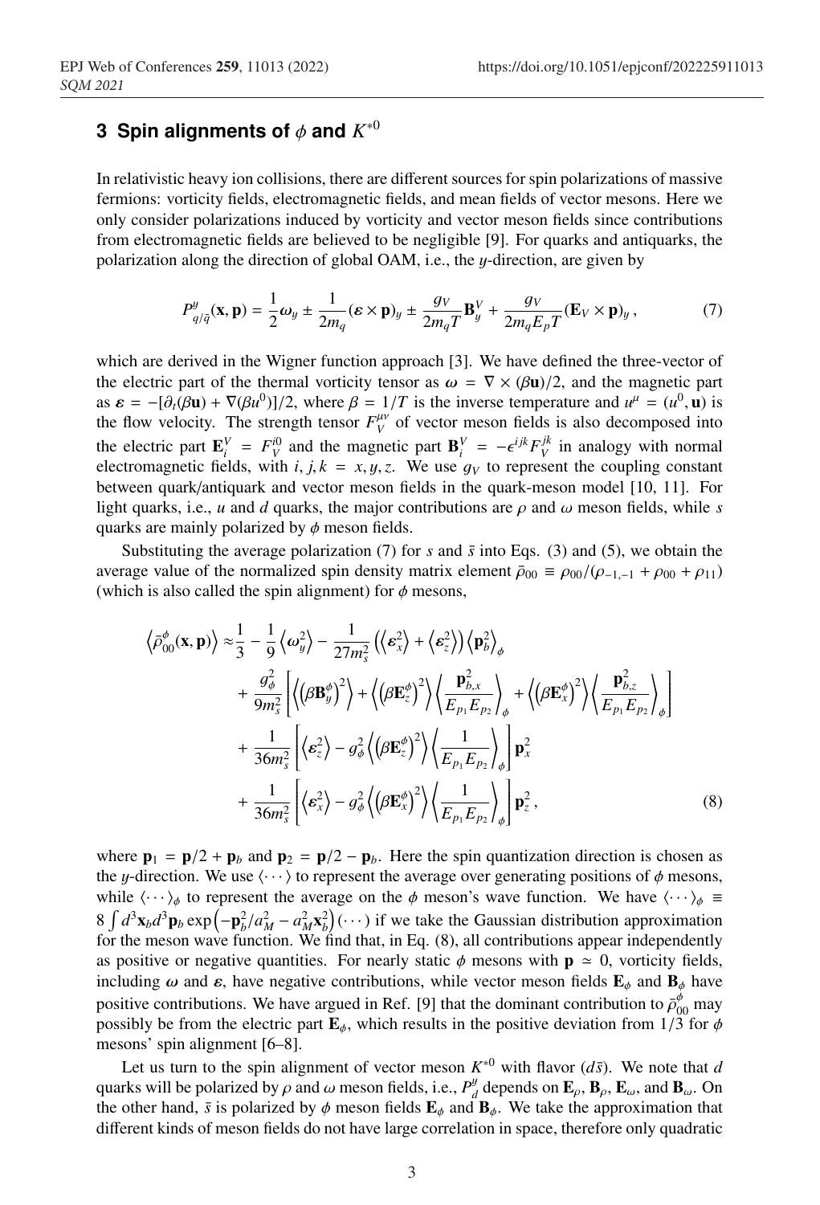## 3 Spin alignments of $\phi$ and $K^{*0}$

In relativistic heavy ion collisions, there are different sources for spin polarizations of massive fermions: vorticity fields, electromagnetic fields, and mean fields of vector mesons. Here we only consider polarizations induced by vorticity and vector meson fields since contributions from electromagnetic fields are believed to be negligible [9]. For quarks and antiquarks, the polarization along the direction of global OAM, i.e., the $y$-direction, are given by

$$P^{y}_{q/\bar{q}}(\mathbf{x},\mathbf{p}) = \frac{1}{2}\boldsymbol{\omega}_y \pm \frac{1}{2m_q}(\boldsymbol{\varepsilon}\times\mathbf{p})_y \pm \frac{g_V}{2m_q T}\mathbf{B}^V_y + \frac{g_V}{2m_q E_p T}(\mathbf{E}_V\times\mathbf{p})_y\,, \tag{7}$$

which are derived in the Wigner function approach [3]. We have defined the three-vector of the electric part of the thermal vorticity tensor as $\boldsymbol{\omega} = \nabla\times(\beta\mathbf{u})/2$, and the magnetic part as $\boldsymbol{\varepsilon} = -[\partial_t(\beta\mathbf{u}) + \nabla(\beta u^0)]/2$, where $\beta = 1/T$ is the inverse temperature and $u^\mu = (u^0,\mathbf{u})$ is the flow velocity. The strength tensor $F^{\mu\nu}_V$ of vector meson fields is also decomposed into the electric part $\mathbf{E}^V_i = F^{i0}_V$ and the magnetic part $\mathbf{B}^V_i = -\epsilon^{ijk}F^{jk}_V$ in analogy with normal electromagnetic fields, with $i,j,k = x,y,z$. We use $g_V$ to represent the coupling constant between quark/antiquark and vector meson fields in the quark-meson model [10, 11]. For light quarks, i.e., $u$ and $d$ quarks, the major contributions are $\rho$ and $\omega$ meson fields, while $s$ quarks are mainly polarized by $\phi$ meson fields.

Substituting the average polarization (7) for $s$ and $\bar{s}$ into Eqs. (3) and (5), we obtain the average value of the normalized spin density matrix element $\bar{\rho}_{00} \equiv \rho_{00}/(\rho_{-1,-1}+\rho_{00}+\rho_{11})$ (which is also called the spin alignment) for $\phi$ mesons,

$$\begin{aligned}
\left\langle \bar{\rho}^{\phi}_{00}(\mathbf{x},\mathbf{p})\right\rangle \approx{}& \frac{1}{3} - \frac{1}{9}\left\langle \omega_y^2\right\rangle - \frac{1}{27m_s^2}\left(\left\langle \varepsilon_x^2\right\rangle + \left\langle \varepsilon_z^2\right\rangle\right)\left\langle \mathbf{p}_b^2\right\rangle_\phi \\
&+ \frac{g_\phi^2}{9m_s^2}\left[\left\langle\left(\beta\mathbf{B}^\phi_y\right)^2\right\rangle + \left\langle\left(\beta\mathbf{E}^\phi_z\right)^2\right\rangle\left\langle\frac{\mathbf{p}^2_{b,x}}{E_{p_1}E_{p_2}}\right\rangle_\phi + \left\langle\left(\beta\mathbf{E}^\phi_x\right)^2\right\rangle\left\langle\frac{\mathbf{p}^2_{b,z}}{E_{p_1}E_{p_2}}\right\rangle_\phi\right] \\
&+ \frac{1}{36m_s^2}\left[\left\langle\varepsilon_z^2\right\rangle - g_\phi^2\left\langle\left(\beta\mathbf{E}^\phi_z\right)^2\right\rangle\left\langle\frac{1}{E_{p_1}E_{p_2}}\right\rangle_\phi\right]\mathbf{p}_x^2 \\
&+ \frac{1}{36m_s^2}\left[\left\langle\varepsilon_x^2\right\rangle - g_\phi^2\left\langle\left(\beta\mathbf{E}^\phi_x\right)^2\right\rangle\left\langle\frac{1}{E_{p_1}E_{p_2}}\right\rangle_\phi\right]\mathbf{p}_z^2\,,
\end{aligned} \tag{8}$$

where $\mathbf{p}_1 = \mathbf{p}/2 + \mathbf{p}_b$ and $\mathbf{p}_2 = \mathbf{p}/2 - \mathbf{p}_b$. Here the spin quantization direction is chosen as the $y$-direction. We use $\langle\cdots\rangle$ to represent the average over generating positions of $\phi$ mesons, while $\langle\cdots\rangle_\phi$ to represent the average on the $\phi$ meson's wave function. We have $\langle\cdots\rangle_\phi \equiv 8\int d^3\mathbf{x}_b d^3\mathbf{p}_b \exp\left(-\mathbf{p}_b^2/a_M^2 - a_M^2\mathbf{x}_b^2\right)(\cdots)$ if we take the Gaussian distribution approximation for the meson wave function. We find that, in Eq. (8), all contributions appear independently as positive or negative quantities. For nearly static $\phi$ mesons with $\mathbf{p}\simeq 0$, vorticity fields, including $\boldsymbol{\omega}$ and $\boldsymbol{\varepsilon}$, have negative contributions, while vector meson fields $\mathbf{E}_\phi$ and $\mathbf{B}_\phi$ have positive contributions. We have argued in Ref. [9] that the dominant contribution to $\bar{\rho}^{\phi}_{00}$ may possibly be from the electric part $\mathbf{E}_\phi$, which results in the positive deviation from $1/3$ for $\phi$ mesons' spin alignment [6–8].

Let us turn to the spin alignment of vector meson $K^{*0}$ with flavor $(d\bar{s})$. We note that $d$ quarks will be polarized by $\rho$ and $\omega$ meson fields, i.e., $P^y_d$ depends on $\mathbf{E}_\rho$, $\mathbf{B}_\rho$, $\mathbf{E}_\omega$, and $\mathbf{B}_\omega$. On the other hand, $\bar{s}$ is polarized by $\phi$ meson fields $\mathbf{E}_\phi$ and $\mathbf{B}_\phi$. We take the approximation that different kinds of meson fields do not have large correlation in space, therefore only quadratic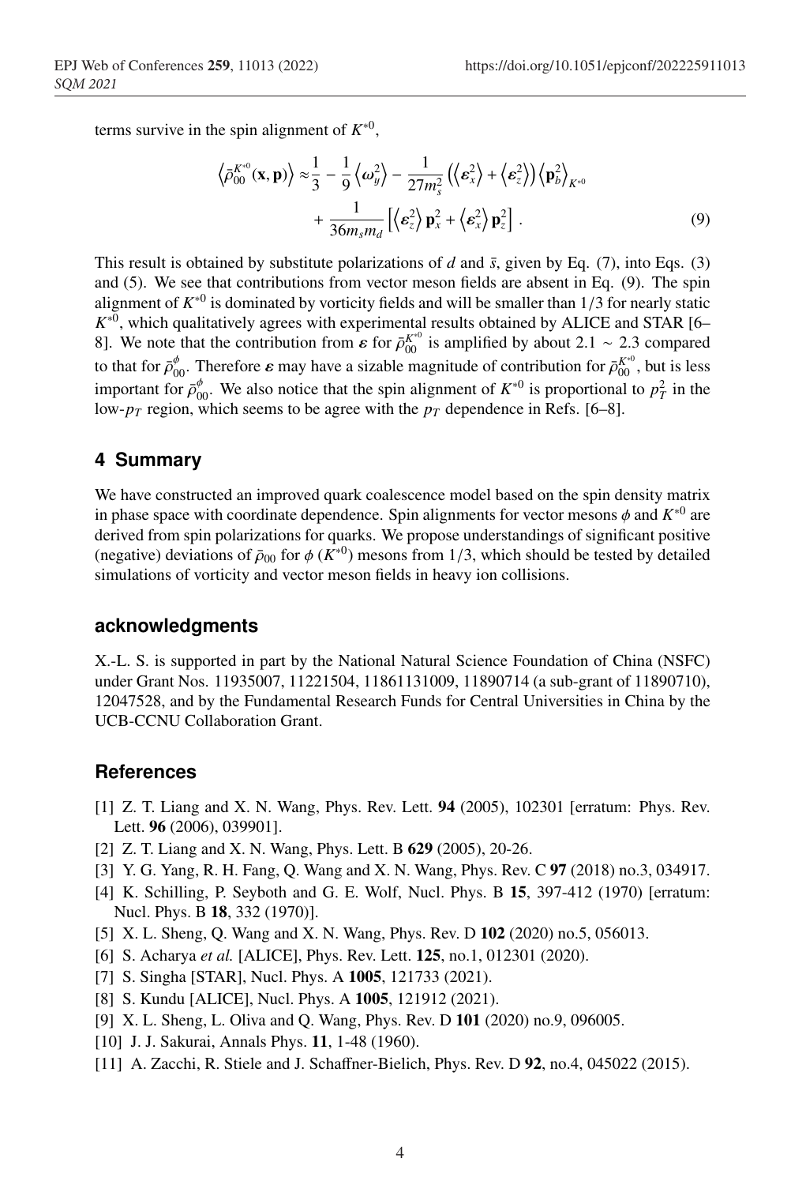terms survive in the spin alignment of $K^{*0}$,

$$
\begin{aligned}
\left\langle \bar{\rho}_{00}^{K^{*0}}(\mathbf{x},\mathbf{p}) \right\rangle \approx & \frac{1}{3} - \frac{1}{9}\left\langle \boldsymbol{\omega}_y^2 \right\rangle - \frac{1}{27m_s^2}\left( \left\langle \boldsymbol{\varepsilon}_x^2 \right\rangle + \left\langle \boldsymbol{\varepsilon}_z^2 \right\rangle \right) \left\langle \mathbf{p}_b^2 \right\rangle_{K^{*0}} \\
& + \frac{1}{36 m_s m_d}\left[ \left\langle \boldsymbol{\varepsilon}_z^2 \right\rangle \mathbf{p}_x^2 + \left\langle \boldsymbol{\varepsilon}_x^2 \right\rangle \mathbf{p}_z^2 \right] . \qquad (9)
\end{aligned}
$$

This result is obtained by substitute polarizations of $d$ and $\bar{s}$, given by Eq. (7), into Eqs. (3) and (5). We see that contributions from vector meson fields are absent in Eq. (9). The spin alignment of $K^{*0}$ is dominated by vorticity fields and will be smaller than 1/3 for nearly static $K^{*0}$, which qualitatively agrees with experimental results obtained by ALICE and STAR [6–8]. We note that the contribution from $\boldsymbol{\varepsilon}$ for $\bar{\rho}_{00}^{K^{*0}}$ is amplified by about $2.1 \sim 2.3$ compared to that for $\bar{\rho}_{00}^{\phi}$. Therefore $\boldsymbol{\varepsilon}$ may have a sizable magnitude of contribution for $\bar{\rho}_{00}^{K^{*0}}$, but is less important for $\bar{\rho}_{00}^{\phi}$. We also notice that the spin alignment of $K^{*0}$ is proportional to $p_T^2$ in the low-$p_T$ region, which seems to be agree with the $p_T$ dependence in Refs. [6–8].

## 4 Summary

We have constructed an improved quark coalescence model based on the spin density matrix in phase space with coordinate dependence. Spin alignments for vector mesons $\phi$ and $K^{*0}$ are derived from spin polarizations for quarks. We propose understandings of significant positive (negative) deviations of $\bar{\rho}_{00}$ for $\phi$ ($K^{*0}$) mesons from 1/3, which should be tested by detailed simulations of vorticity and vector meson fields in heavy ion collisions.

### acknowledgments

X.-L. S. is supported in part by the National Natural Science Foundation of China (NSFC) under Grant Nos. 11935007, 11221504, 11861131009, 11890714 (a sub-grant of 11890710), 12047528, and by the Fundamental Research Funds for Central Universities in China by the UCB-CCNU Collaboration Grant.

### References

[1] Z. T. Liang and X. N. Wang, Phys. Rev. Lett. **94** (2005), 102301 [erratum: Phys. Rev. Lett. **96** (2006), 039901].

[2] Z. T. Liang and X. N. Wang, Phys. Lett. B **629** (2005), 20-26.

[3] Y. G. Yang, R. H. Fang, Q. Wang and X. N. Wang, Phys. Rev. C **97** (2018) no.3, 034917.

[4] K. Schilling, P. Seyboth and G. E. Wolf, Nucl. Phys. B **15**, 397-412 (1970) [erratum: Nucl. Phys. B **18**, 332 (1970)].

[5] X. L. Sheng, Q. Wang and X. N. Wang, Phys. Rev. D **102** (2020) no.5, 056013.

[6] S. Acharya *et al.* [ALICE], Phys. Rev. Lett. **125**, no.1, 012301 (2020).

[7] S. Singha [STAR], Nucl. Phys. A **1005**, 121733 (2021).

[8] S. Kundu [ALICE], Nucl. Phys. A **1005**, 121912 (2021).

[9] X. L. Sheng, L. Oliva and Q. Wang, Phys. Rev. D **101** (2020) no.9, 096005.

[10] J. J. Sakurai, Annals Phys. **11**, 1-48 (1960).

[11] A. Zacchi, R. Stiele and J. Schaffner-Bielich, Phys. Rev. D **92**, no.4, 045022 (2015).